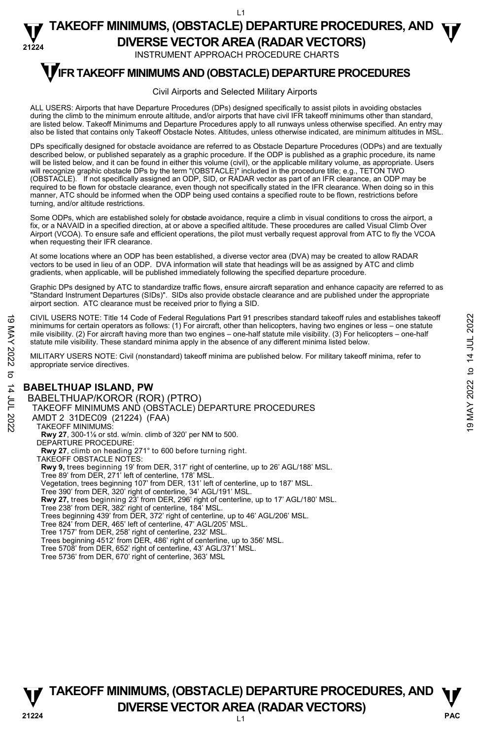# TAKEOFF MINIMUMS, (OBSTACLE) DEPARTURE PROCEDURES, AND DIVERSE VECTOR AREA (RADAR VECTORS)

INSTRUMENT APPROACH PROCEDURE CHARTS

## IFR TAKEOFF MINIMUMS AND (OBSTACLE) DEPARTURE PROCEDURES

Civil Airports and Selected Military Airports

ALL USERS: Airports that have Departure Procedures (DPs) designed specifically to assist pilots in avoiding obstacles during the climb to the minimum enroute altitude, and/or airports that have civil IFR takeoff minimums other than standard, are listed below. Takeoff Minimums and Departure Procedures apply to all runways unless otherwise specified. An entry may also be listed that contains only Takeoff Obstacle Notes. Altitudes, unless otherwise indicated, are minimum altitudes in MSL.

DPs specifically designed for obstacle avoidance are referred to as Obstacle Departure Procedures (ODPs) and are textually described below, or published separately as a graphic procedure. If the ODP is published as a graphic procedure, its name will be listed below, and it can be found in either this volume (civil), or the applicable military volume, as appropriate. Users will recognize graphic obstacle DPs by the term "(OBSTACLE)" included in the procedure title; e.g., TETON TWO (OBSTACLE). If not specifically assigned an ODP, SID, or RADAR vector as part of an IFR clearance, an ODP may be required to be flown for obstacle clearance, even though not specifically stated in the IFR clearance. When doing so in this manner, ATC should be informed when the ODP being used contains a specified route to be flown, restrictions before turning, and/or altitude restrictions.

Some ODPs, which are established solely for obstacle avoidance, require a climb in visual conditions to cross the airport, a fix, or a NAVAID in a specified direction, at or above a specified altitude. These procedures are called Visual Climb Over Airport (VCOA). To ensure safe and efficient operations, the pilot must verbally request approval from ATC to fly the VCOA when requesting their IFR clearance.

At some locations where an ODP has been established, a diverse vector area (DVA) may be created to allow RADAR vectors to be used in lieu of an ODP. DVA information will state that headings will be as assigned by ATC and climb gradients, when applicable, will be published immediately following the specified departure procedure.

Graphic DPs designed by ATC to standardize traffic flows, ensure aircraft separation and enhance capacity are referred to as "Standard Instrument Departures (SIDs)". SIDs also provide obstacle clearance and are published under the appropriate airport section. ATC clearance must be received prior to flying a SID.

CIVIL USERS NOTE: Title 14 Code of Federal Regulations Part 91 prescribes standard takeoff rules and establishes takeoff minimums for certain operators as follows: (1) For aircraft, other than helicopters, having two engines or less – one statute mile visibility. (2) For aircraft having more than two engines – one-half statute mile visibility. (3) For helicopters – one-half statute mile visibility. These standard minima apply in the absence of any different minima listed below.

MILITARY USERS NOTE: Civil (nonstandard) takeoff minima are published below. For military takeoff minima, refer to appropriate service directives.

### BABELTHUAP ISLAND, PW

BABELTHUAP/KOROR (ROR) (PTRO)
TAKEOFF MINIMUMS AND (OBSTACLE) DEPARTURE PROCEDURES
AMDT 2 31DEC09 (21224) (FAA)

TAKEOFF MINIMUMS:
**Rwy 27**, 300-1⅛ or std. w/min. climb of 320' per NM to 500.

DEPARTURE PROCEDURE:
**Rwy 27**, climb on heading 271° to 600 before turning right.

TAKEOFF OBSTACLE NOTES:
**Rwy 9,** trees beginning 19' from DER, 317' right of centerline, up to 26' AGL/188' MSL.
Tree 89' from DER, 271' left of centerline, 178' MSL.
Vegetation, trees beginning 107' from DER, 131' left of centerline, up to 187' MSL.
Tree 390' from DER, 320' right of centerline, 34' AGL/191' MSL.
**Rwy 27,** trees beginning 23' from DER, 296' right of centerline, up to 17' AGL/180' MSL.
Tree 238' from DER, 382' right of centerline, 184' MSL.
Trees beginning 439' from DER, 372' right of centerline, up to 46' AGL/206' MSL.
Tree 824' from DER, 465' left of centerline, 47' AGL/205' MSL.
Tree 1757' from DER, 258' right of centerline, 232' MSL.
Trees beginning 4512' from DER, 486' right of centerline, up to 356' MSL.
Tree 5708' from DER, 652' right of centerline, 43' AGL/371' MSL.
Tree 5736' from DER, 670' right of centerline, 363' MSL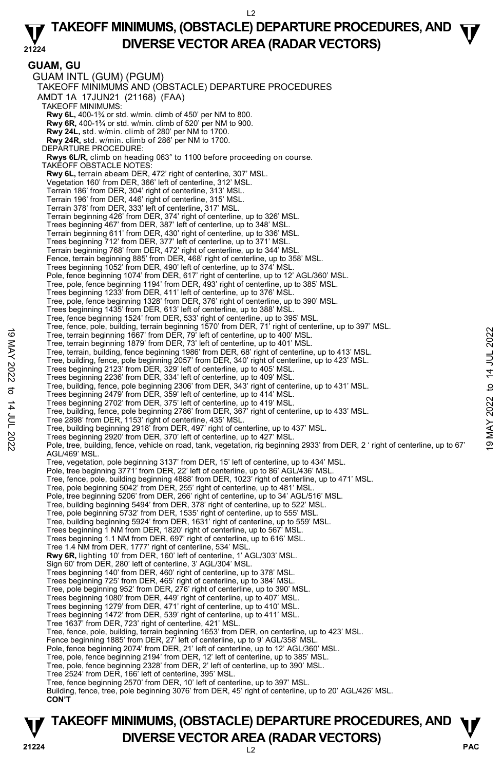# TAKEOFF MINIMUMS, (OBSTACLE) DEPARTURE PROCEDURES, AND DIVERSE VECTOR AREA (RADAR VECTORS)

## GUAM, GU

GUAM INTL (GUM) (PGUM)
TAKEOFF MINIMUMS AND (OBSTACLE) DEPARTURE PROCEDURES
AMDT 1A 17JUN21 (21168) (FAA)

TAKEOFF MINIMUMS:

**Rwy 6L,** 400-1¾ or std. w/min. climb of 450' per NM to 800.
**Rwy 6R,** 400-1¾ or std. w/min. climb of 520' per NM to 900.
**Rwy 24L,** std. w/min. climb of 280' per NM to 1700.
**Rwy 24R,** std. w/min. climb of 286' per NM to 1700.

DEPARTURE PROCEDURE:

**Rwys 6L/R,** climb on heading 063° to 1100 before proceeding on course.

TAKEOFF OBSTACLE NOTES:

**Rwy 6L,** terrain abeam DER, 472' right of centerline, 307' MSL.
Vegetation 160' from DER, 366' left of centerline, 312' MSL.
Terrain 186' from DER, 304' right of centerline, 313' MSL.
Terrain 196' from DER, 446' right of centerline, 315' MSL.
Terrain 378' from DER, 333' left of centerline, 317' MSL.
Terrain beginning 426' from DER, 374' right of centerline, up to 326' MSL.
Trees beginning 467' from DER, 387' left of centerline, up to 348' MSL.
Terrain beginning 611' from DER, 430' right of centerline, up to 336' MSL.
Trees beginning 712' from DER, 377' left of centerline, up to 371' MSL.
Terrain beginning 768' from DER, 472' right of centerline, up to 344' MSL.
Fence, terrain beginning 885' from DER, 468' right of centerline, up to 358' MSL.
Trees beginning 1052' from DER, 490' left of centerline, up to 374' MSL.
Pole, fence beginning 1074' from DER, 617' right of centerline, up to 12' AGL/360' MSL.
Tree, pole, fence beginning 1194' from DER, 493' right of centerline, up to 385' MSL.
Trees beginning 1233' from DER, 411' left of centerline, up to 376' MSL.
Tree, pole, fence beginning 1328' from DER, 376' right of centerline, up to 390' MSL.
Trees beginning 1435' from DER, 613' left of centerline, up to 388' MSL.
Tree, fence beginning 1524' from DER, 533' right of centerline, up to 395' MSL.
Tree, fence, pole, building, terrain beginning 1570' from DER, 71' right of centerline, up to 397' MSL.
Tree, terrain beginning 1667' from DER, 79' left of centerline, up to 400' MSL.
Tree, terrain beginning 1879' from DER, 73' left of centerline, up to 401' MSL.
Tree, terrain, building, fence beginning 1986' from DER, 68' right of centerline, up to 413' MSL.
Tree, building, fence, pole beginning 2057' from DER, 340' right of centerline, up to 423' MSL.
Trees beginning 2123' from DER, 329' left of centerline, up to 405' MSL.
Trees beginning 2236' from DER, 334' left of centerline, up to 409' MSL.
Tree, building, fence, pole beginning 2306' from DER, 343' right of centerline, up to 431' MSL.
Trees beginning 2479' from DER, 359' left of centerline, up to 414' MSL.
Trees beginning 2702' from DER, 375' left of centerline, up to 419' MSL.
Tree, building, fence, pole beginning 2786' from DER, 367' right of centerline, up to 433' MSL.
Tree 2898' from DER, 1153' right of centerline, 435' MSL.
Tree, building beginning 2918' from DER, 497' right of centerline, up to 437' MSL.
Trees beginning 2920' from DER, 370' left of centerline, up to 427' MSL.
Pole, tree, building, fence, vehicle on road, tank, vegetation, rig beginning 2933' from DER, 2 ' right of centerline, up to 67' AGL/469' MSL.
Tree, vegetation, pole beginning 3137' from DER, 15' left of centerline, up to 434' MSL.
Pole, tree beginning 3771' from DER, 22' left of centerline, up to 86' AGL/436' MSL.
Tree, fence, pole, building beginning 4888' from DER, 1023' right of centerline, up to 471' MSL.
Tree, pole beginning 5042' from DER, 255' right of centerline, up to 481' MSL.
Pole, tree beginning 5206' from DER, 266' right of centerline, up to 34' AGL/516' MSL.
Tree, building beginning 5494' from DER, 378' right of centerline, up to 522' MSL.
Tree, pole beginning 5732' from DER, 1535' right of centerline, up to 555' MSL.
Tree, building beginning 5924' from DER, 1631' right of centerline, up to 559' MSL.
Trees beginning 1 NM from DER, 1820' right of centerline, up to 567' MSL.
Trees beginning 1.1 NM from DER, 697' right of centerline, up to 616' MSL.
Tree 1.4 NM from DER, 1777' right of centerline, 534' MSL.

**Rwy 6R,** lighting 10' from DER, 160' left of centerline, 1' AGL/303' MSL.
Sign 60' from DER, 280' left of centerline, 3' AGL/304' MSL.
Trees beginning 140' from DER, 460' right of centerline, up to 378' MSL.
Trees beginning 725' from DER, 465' right of centerline, up to 384' MSL.
Tree, pole beginning 952' from DER, 276' right of centerline, up to 390' MSL.
Trees beginning 1080' from DER, 449' right of centerline, up to 407' MSL.
Trees beginning 1279' from DER, 471' right of centerline, up to 410' MSL.
Trees beginning 1472' from DER, 539' right of centerline, up to 411' MSL.
Tree 1637' from DER, 723' right of centerline, 421' MSL.
Tree, fence, pole, building, terrain beginning 1653' from DER, on centerline, up to 423' MSL.
Fence beginning 1885' from DER, 27' left of centerline, up to 9' AGL/358' MSL.
Pole, fence beginning 2074' from DER, 21' left of centerline, up to 12' AGL/360' MSL.
Tree, pole, fence beginning 2194' from DER, 12' left of centerline, up to 385' MSL.
Tree, pole, fence beginning 2328' from DER, 2' left of centerline, up to 390' MSL.
Tree 2524' from DER, 166' left of centerline, 395' MSL.
Tree, fence beginning 2570' from DER, 10' left of centerline, up to 397' MSL.
Building, fence, tree, pole beginning 3076' from DER, 45' right of centerline, up to 20' AGL/426' MSL.

**CON'T**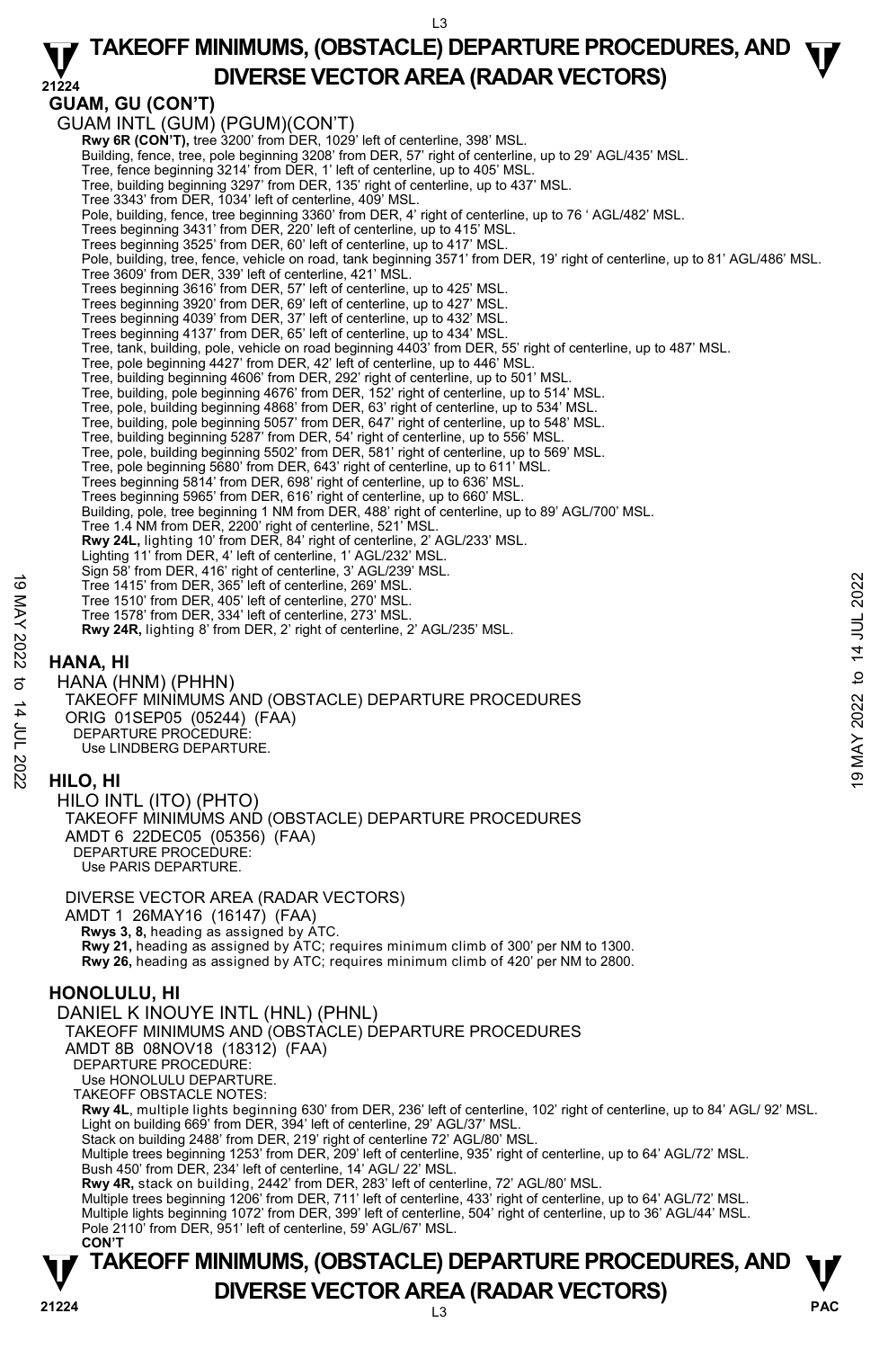**GUAM, GU (CON'T)**

GUAM INTL (GUM) (PGUM)(CON'T)

**Rwy 6R (CON'T),** tree 3200' from DER, 1029' left of centerline, 398' MSL.
Building, fence, tree, pole beginning 3208' from DER, 57' right of centerline, up to 29' AGL/435' MSL.
Tree, fence beginning 3214' from DER, 1' left of centerline, up to 405' MSL.
Tree, building beginning 3297' from DER, 135' right of centerline, up to 437' MSL.
Tree 3343' from DER, 1034' left of centerline, 409' MSL.
Pole, building, fence, tree beginning 3360' from DER, 4' right of centerline, up to 76 ' AGL/482' MSL.
Trees beginning 3431' from DER, 220' left of centerline, up to 415' MSL.
Trees beginning 3525' from DER, 60' left of centerline, up to 417' MSL.
Pole, building, tree, fence, vehicle on road, tank beginning 3571' from DER, 19' right of centerline, up to 81' AGL/486' MSL.
Tree 3609' from DER, 339' left of centerline, 421' MSL.
Trees beginning 3616' from DER, 57' left of centerline, up to 425' MSL.
Trees beginning 3920' from DER, 69' left of centerline, up to 427' MSL.
Trees beginning 4039' from DER, 37' left of centerline, up to 432' MSL.
Trees beginning 4137' from DER, 65' left of centerline, up to 434' MSL.
Tree, tank, building, pole, vehicle on road beginning 4403' from DER, 55' right of centerline, up to 487' MSL.
Tree, pole beginning 4427' from DER, 42' left of centerline, up to 446' MSL.
Tree, building beginning 4606' from DER, 292' right of centerline, up to 501' MSL.
Tree, building, pole beginning 4676' from DER, 152' right of centerline, up to 514' MSL.
Tree, pole, building beginning 4868' from DER, 63' right of centerline, up to 534' MSL.
Tree, building, pole beginning 5057' from DER, 647' right of centerline, up to 548' MSL.
Tree, building beginning 5287' from DER, 54' right of centerline, up to 556' MSL.
Tree, pole, building beginning 5502' from DER, 581' right of centerline, up to 569' MSL.
Tree, pole beginning 5680' from DER, 643' right of centerline, up to 611' MSL.
Trees beginning 5814' from DER, 698' right of centerline, up to 636' MSL.
Trees beginning 5965' from DER, 616' right of centerline, up to 660' MSL.
Building, pole, tree beginning 1 NM from DER, 488' right of centerline, up to 89' AGL/700' MSL.
Tree 1.4 NM from DER, 2200' right of centerline, 521' MSL.
**Rwy 24L,** lighting 10' from DER, 84' right of centerline, 2' AGL/233' MSL.
Lighting 11' from DER, 4' left of centerline, 1' AGL/232' MSL.
Sign 58' from DER, 416' right of centerline, 3' AGL/239' MSL.
Tree 1415' from DER, 365' left of centerline, 269' MSL.
Tree 1510' from DER, 405' left of centerline, 270' MSL.
Tree 1578' from DER, 334' left of centerline, 273' MSL.
**Rwy 24R,** lighting 8' from DER, 2' right of centerline, 2' AGL/235' MSL.

**HANA, HI**

HANA (HNM) (PHHN)
TAKEOFF MINIMUMS AND (OBSTACLE) DEPARTURE PROCEDURES
ORIG 01SEP05 (05244) (FAA)
DEPARTURE PROCEDURE:
Use LINDBERG DEPARTURE.

**HILO, HI**

HILO INTL (ITO) (PHTO)
TAKEOFF MINIMUMS AND (OBSTACLE) DEPARTURE PROCEDURES
AMDT 6 22DEC05 (05356) (FAA)
DEPARTURE PROCEDURE:
Use PARIS DEPARTURE.

DIVERSE VECTOR AREA (RADAR VECTORS)
AMDT 1 26MAY16 (16147) (FAA)
**Rwys 3, 8,** heading as assigned by ATC.
**Rwy 21,** heading as assigned by ATC; requires minimum climb of 300' per NM to 1300.
**Rwy 26,** heading as assigned by ATC; requires minimum climb of 420' per NM to 2800.

**HONOLULU, HI**

DANIEL K INOUYE INTL (HNL) (PHNL)
TAKEOFF MINIMUMS AND (OBSTACLE) DEPARTURE PROCEDURES
AMDT 8B 08NOV18 (18312) (FAA)
DEPARTURE PROCEDURE:
Use HONOLULU DEPARTURE.
TAKEOFF OBSTACLE NOTES:
**Rwy 4L**, multiple lights beginning 630' from DER, 236' left of centerline, 102' right of centerline, up to 84' AGL/ 92' MSL.
Light on building 669' from DER, 394' left of centerline, 29' AGL/37' MSL.
Stack on building 2488' from DER, 219' right of centerline 72' AGL/80' MSL.
Multiple trees beginning 1253' from DER, 209' left of centerline, 935' right of centerline, up to 64' AGL/72' MSL.
Bush 450' from DER, 234' left of centerline, 14' AGL/ 22' MSL.
**Rwy 4R,** stack on building, 2442' from DER, 283' left of centerline, 72' AGL/80' MSL.
Multiple trees beginning 1206' from DER, 711' left of centerline, 433' right of centerline, up to 64' AGL/72' MSL.
Multiple lights beginning 1072' from DER, 399' left of centerline, 504' right of centerline, up to 36' AGL/44' MSL.
Pole 2110' from DER, 951' left of centerline, 59' AGL/67' MSL.
**CON'T**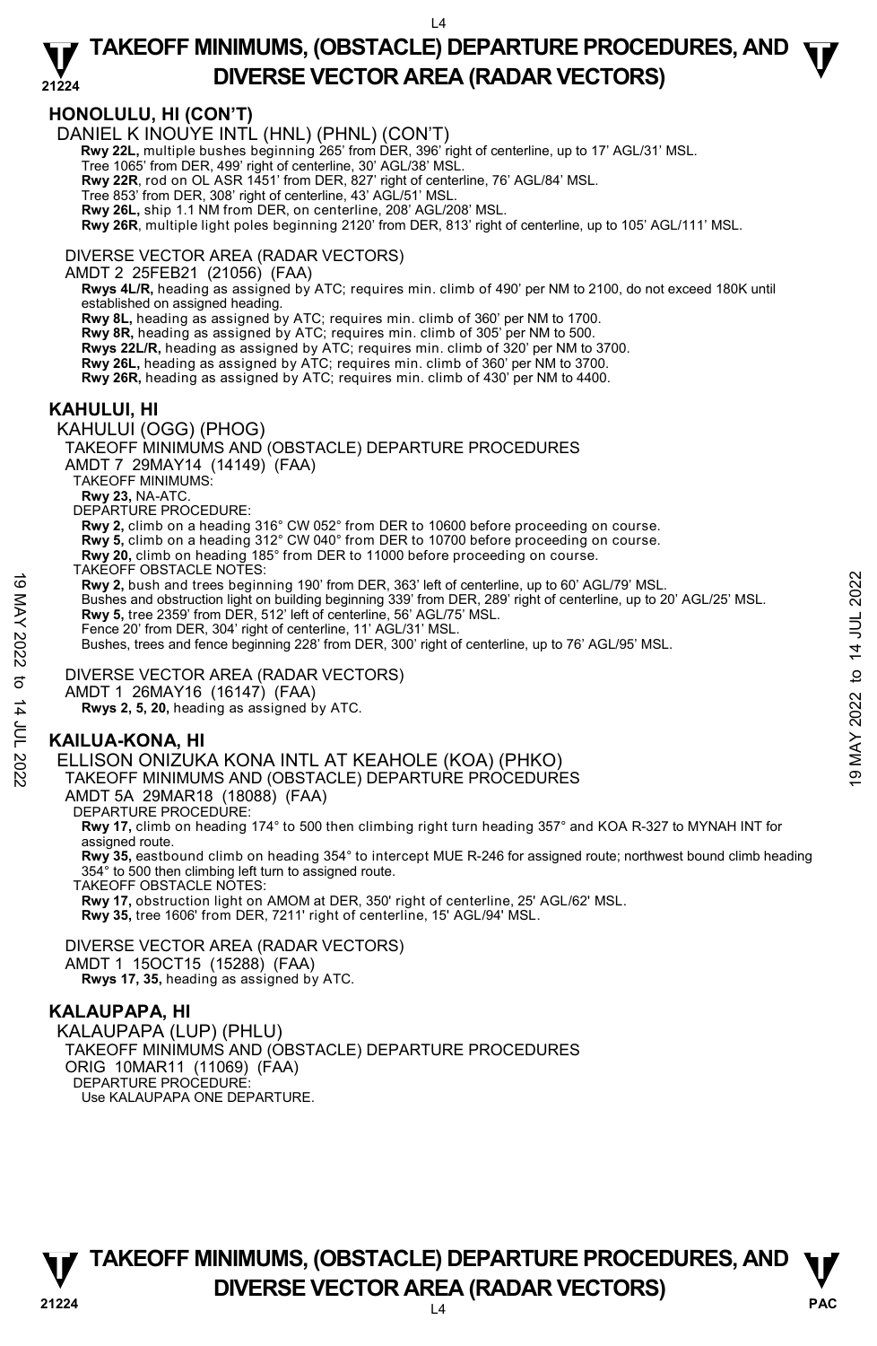## HONOLULU, HI (CON'T)

DANIEL K INOUYE INTL (HNL) (PHNL) (CON'T)

**Rwy 22L,** multiple bushes beginning 265' from DER, 396' right of centerline, up to 17' AGL/31' MSL.
Tree 1065' from DER, 499' right of centerline, 30' AGL/38' MSL.
**Rwy 22R**, rod on OL ASR 1451' from DER, 827' right of centerline, 76' AGL/84' MSL.
Tree 853' from DER, 308' right of centerline, 43' AGL/51' MSL.
**Rwy 26L,** ship 1.1 NM from DER, on centerline, 208' AGL/208' MSL.
**Rwy 26R**, multiple light poles beginning 2120' from DER, 813' right of centerline, up to 105' AGL/111' MSL.

DIVERSE VECTOR AREA (RADAR VECTORS)

AMDT 2 25FEB21 (21056) (FAA)

**Rwys 4L/R,** heading as assigned by ATC; requires min. climb of 490' per NM to 2100, do not exceed 180K until established on assigned heading.
**Rwy 8L,** heading as assigned by ATC; requires min. climb of 360' per NM to 1700.
**Rwy 8R,** heading as assigned by ATC; requires min. climb of 305' per NM to 500.
**Rwys 22L/R,** heading as assigned by ATC; requires min. climb of 320' per NM to 3700.
**Rwy 26L,** heading as assigned by ATC; requires min. climb of 360' per NM to 3700.
**Rwy 26R,** heading as assigned by ATC; requires min. climb of 430' per NM to 4400.

## KAHULUI, HI

KAHULUI (OGG) (PHOG)

TAKEOFF MINIMUMS AND (OBSTACLE) DEPARTURE PROCEDURES

AMDT 7 29MAY14 (14149) (FAA)

TAKEOFF MINIMUMS:
**Rwy 23,** NA-ATC.

DEPARTURE PROCEDURE:
**Rwy 2,** climb on a heading 316° CW 052° from DER to 10600 before proceeding on course.
**Rwy 5,** climb on a heading 312° CW 040° from DER to 10700 before proceeding on course.
**Rwy 20,** climb on heading 185° from DER to 11000 before proceeding on course.

TAKEOFF OBSTACLE NOTES:
**Rwy 2,** bush and trees beginning 190' from DER, 363' left of centerline, up to 60' AGL/79' MSL.
Bushes and obstruction light on building beginning 339' from DER, 289' right of centerline, up to 20' AGL/25' MSL.
**Rwy 5,** tree 2359' from DER, 512' left of centerline, 56' AGL/75' MSL.
Fence 20' from DER, 304' right of centerline, 11' AGL/31' MSL.
Bushes, trees and fence beginning 228' from DER, 300' right of centerline, up to 76' AGL/95' MSL.

DIVERSE VECTOR AREA (RADAR VECTORS)

AMDT 1 26MAY16 (16147) (FAA)

**Rwys 2, 5, 20,** heading as assigned by ATC.

## KAILUA-KONA, HI

ELLISON ONIZUKA KONA INTL AT KEAHOLE (KOA) (PHKO)

TAKEOFF MINIMUMS AND (OBSTACLE) DEPARTURE PROCEDURES

AMDT 5A 29MAR18 (18088) (FAA)

DEPARTURE PROCEDURE:
**Rwy 17,** climb on heading 174° to 500 then climbing right turn heading 357° and KOA R-327 to MYNAH INT for assigned route.
**Rwy 35,** eastbound climb on heading 354° to intercept MUE R-246 for assigned route; northwest bound climb heading 354° to 500 then climbing left turn to assigned route.

TAKEOFF OBSTACLE NOTES:
**Rwy 17,** obstruction light on AMOM at DER, 350' right of centerline, 25' AGL/62' MSL.
**Rwy 35,** tree 1606' from DER, 7211' right of centerline, 15' AGL/94' MSL.

DIVERSE VECTOR AREA (RADAR VECTORS)

AMDT 1 15OCT15 (15288) (FAA)

**Rwys 17, 35,** heading as assigned by ATC.

## KALAUPAPA, HI

KALAUPAPA (LUP) (PHLU)

TAKEOFF MINIMUMS AND (OBSTACLE) DEPARTURE PROCEDURES

ORIG 10MAR11 (11069) (FAA)

DEPARTURE PROCEDURE:
Use KALAUPAPA ONE DEPARTURE.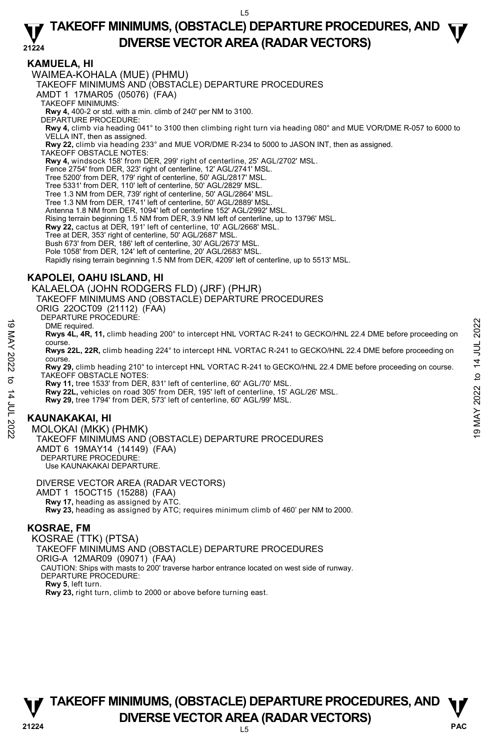## KAMUELA, HI

WAIMEA-KOHALA (MUE) (PHMU)
TAKEOFF MINIMUMS AND (OBSTACLE) DEPARTURE PROCEDURES
AMDT 1 17MAR05 (05076) (FAA)
TAKEOFF MINIMUMS:
**Rwy 4,** 400-2 or std. with a min. climb of 240' per NM to 3100.
DEPARTURE PROCEDURE:
**Rwy 4,** climb via heading 041° to 3100 then climbing right turn via heading 080° and MUE VOR/DME R-057 to 6000 to VELLA INT, then as assigned.
**Rwy 22,** climb via heading 233° and MUE VOR/DME R-234 to 5000 to JASON INT, then as assigned.
TAKEOFF OBSTACLE NOTES:
**Rwy 4,** windsock 158' from DER, 299' right of centerline, 25' AGL/2702' MSL.
Fence 2754' from DER, 323' right of centerline, 12' AGL/2741' MSL.
Tree 5200' from DER, 179' right of centerline, 50' AGL/2817' MSL.
Tree 5331' from DER, 110' left of centerline, 50' AGL/2829' MSL.
Tree 1.3 NM from DER, 739' right of centerline, 50' AGL/2864' MSL.
Tree 1.3 NM from DER, 1741' left of centerline, 50' AGL/2889' MSL.
Antenna 1.8 NM from DER, 1094' left of centerline 152' AGL/2992' MSL.
Rising terrain beginning 1.5 NM from DER, 3.9 NM left of centerline, up to 13796' MSL.
**Rwy 22,** cactus at DER, 191' left of centerline, 10' AGL/2668' MSL.
Tree at DER, 353' right of centerline, 50' AGL/2687' MSL.
Bush 673' from DER, 186' left of centerline, 30' AGL/2673' MSL.
Pole 1058' from DER, 124' left of centerline, 20' AGL/2683' MSL.
Rapidly rising terrain beginning 1.5 NM from DER, 4209' left of centerline, up to 5513' MSL.

## KAPOLEI, OAHU ISLAND, HI

KALAELOA (JOHN RODGERS FLD) (JRF) (PHJR)
TAKEOFF MINIMUMS AND (OBSTACLE) DEPARTURE PROCEDURES
ORIG 22OCT09 (21112) (FAA)
DEPARTURE PROCEDURE:
DME required.
**Rwys 4L, 4R, 11,** climb heading 200° to intercept HNL VORTAC R-241 to GECKO/HNL 22.4 DME before proceeding on course.
**Rwys 22L, 22R,** climb heading 224° to intercept HNL VORTAC R-241 to GECKO/HNL 22.4 DME before proceeding on course.
**Rwy 29,** climb heading 210° to intercept HNL VORTAC R-241 to GECKO/HNL 22.4 DME before proceeding on course.
TAKEOFF OBSTACLE NOTES:
**Rwy 11,** tree 1533' from DER, 831' left of centerline, 60' AGL/70' MSL.
**Rwy 22L,** vehicles on road 305' from DER, 195' left of centerline, 15' AGL/26' MSL.
**Rwy 29,** tree 1794' from DER, 573' left of centerline, 60' AGL/99' MSL.

## KAUNAKAKAI, HI

MOLOKAI (MKK) (PHMK)
TAKEOFF MINIMUMS AND (OBSTACLE) DEPARTURE PROCEDURES
AMDT 6 19MAY14 (14149) (FAA)
DEPARTURE PROCEDURE:
Use KAUNAKAKAI DEPARTURE.

DIVERSE VECTOR AREA (RADAR VECTORS)
AMDT 1 15OCT15 (15288) (FAA)
**Rwy 17,** heading as assigned by ATC.
**Rwy 23,** heading as assigned by ATC; requires minimum climb of 460' per NM to 2000.

## KOSRAE, FM

KOSRAE (TTK) (PTSA)
TAKEOFF MINIMUMS AND (OBSTACLE) DEPARTURE PROCEDURES
ORIG-A 12MAR09 (09071) (FAA)
CAUTION: Ships with masts to 200' traverse harbor entrance located on west side of runway.
DEPARTURE PROCEDURE:
**Rwy 5**, left turn.
**Rwy 23,** right turn, climb to 2000 or above before turning east.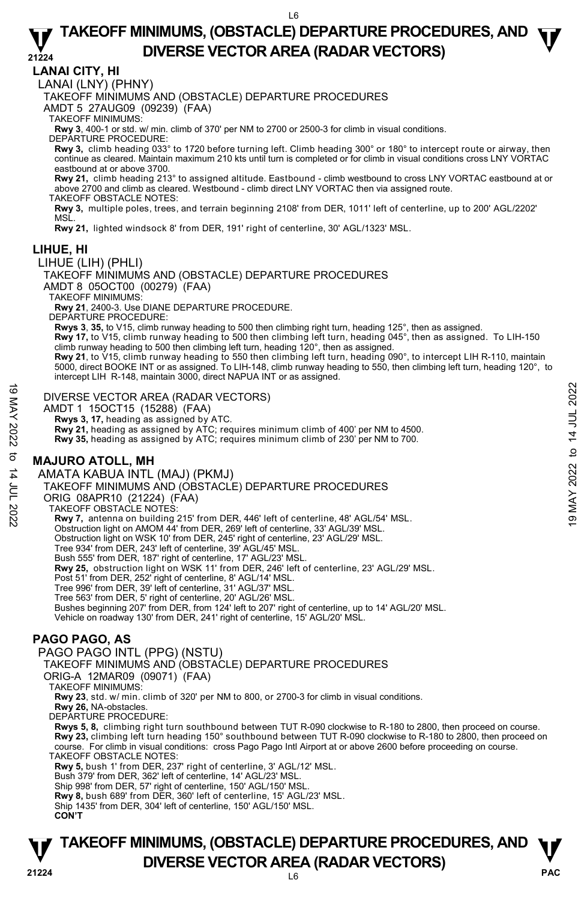# TAKEOFF MINIMUMS, (OBSTACLE) DEPARTURE PROCEDURES, AND DIVERSE VECTOR AREA (RADAR VECTORS)

## LANAI CITY, HI

LANAI (LNY) (PHNY)

TAKEOFF MINIMUMS AND (OBSTACLE) DEPARTURE PROCEDURES

AMDT 5 27AUG09 (09239) (FAA)

TAKEOFF MINIMUMS:

**Rwy 3**, 400-1 or std. w/ min. climb of 370' per NM to 2700 or 2500-3 for climb in visual conditions.

DEPARTURE PROCEDURE:

**Rwy 3,** climb heading 033° to 1720 before turning left. Climb heading 300° or 180° to intercept route or airway, then continue as cleared. Maintain maximum 210 kts until turn is completed or for climb in visual conditions cross LNY VORTAC eastbound at or above 3700.

**Rwy 21,** climb heading 213° to assigned altitude. Eastbound - climb westbound to cross LNY VORTAC eastbound at or above 2700 and climb as cleared. Westbound - climb direct LNY VORTAC then via assigned route.

TAKEOFF OBSTACLE NOTES:

**Rwy 3,** multiple poles, trees, and terrain beginning 2108' from DER, 1011' left of centerline, up to 200' AGL/2202' MSL.

**Rwy 21,** lighted windsock 8' from DER, 191' right of centerline, 30' AGL/1323' MSL.

## LIHUE, HI

LIHUE (LIH) (PHLI)

TAKEOFF MINIMUMS AND (OBSTACLE) DEPARTURE PROCEDURES

AMDT 8 05OCT00 (00279) (FAA)

TAKEOFF MINIMUMS:

**Rwy 21**, 2400-3. Use DIANE DEPARTURE PROCEDURE.

DEPARTURE PROCEDURE:

**Rwys 3**, **35,** to V15, climb runway heading to 500 then climbing right turn, heading 125°, then as assigned.

**Rwy 17,** to V15, climb runway heading to 500 then climbing left turn, heading 045°, then as assigned. To LIH-150 climb runway heading to 500 then climbing left turn, heading 120°, then as assigned.

**Rwy 21**, to V15, climb runway heading to 550 then climbing left turn, heading 090°, to intercept LIH R-110, maintain 5000, direct BOOKE INT or as assigned. To LIH-148, climb runway heading to 550, then climbing left turn, heading 120°, to intercept LIH R-148, maintain 3000, direct NAPUA INT or as assigned.

DIVERSE VECTOR AREA (RADAR VECTORS)

AMDT 1 15OCT15 (15288) (FAA)

**Rwys 3, 17,** heading as assigned by ATC.

**Rwy 21,** heading as assigned by ATC; requires minimum climb of 400' per NM to 4500.

**Rwy 35,** heading as assigned by ATC; requires minimum climb of 230' per NM to 700.

## MAJURO ATOLL, MH

AMATA KABUA INTL (MAJ) (PKMJ)

TAKEOFF MINIMUMS AND (OBSTACLE) DEPARTURE PROCEDURES

ORIG 08APR10 (21224) (FAA)

TAKEOFF OBSTACLE NOTES:

**Rwy 7,** antenna on building 215' from DER, 446' left of centerline, 48' AGL/54' MSL.
Obstruction light on AMOM 44' from DER, 269' left of centerline, 33' AGL/39' MSL.
Obstruction light on WSK 10' from DER, 245' right of centerline, 23' AGL/29' MSL.
Tree 934' from DER, 243' left of centerline, 39' AGL/45' MSL.
Bush 555' from DER, 187' right of centerline, 17' AGL/23' MSL.

**Rwy 25,** obstruction light on WSK 11' from DER, 246' left of centerline, 23' AGL/29' MSL.
Post 51' from DER, 252' right of centerline, 8' AGL/14' MSL.
Tree 996' from DER, 39' left of centerline, 31' AGL/37' MSL.
Tree 563' from DER, 5' right of centerline, 20' AGL/26' MSL.
Bushes beginning 207' from DER, from 124' left to 207' right of centerline, up to 14' AGL/20' MSL.
Vehicle on roadway 130' from DER, 241' right of centerline, 15' AGL/20' MSL.

## PAGO PAGO, AS

PAGO PAGO INTL (PPG) (NSTU)

TAKEOFF MINIMUMS AND (OBSTACLE) DEPARTURE PROCEDURES

ORIG-A 12MAR09 (09071) (FAA)

TAKEOFF MINIMUMS:

**Rwy 23**, std. w/ min. climb of 320' per NM to 800, or 2700-3 for climb in visual conditions.

**Rwy 26,** NA-obstacles.

DEPARTURE PROCEDURE:

**Rwys 5, 8,** climbing right turn southbound between TUT R-090 clockwise to R-180 to 2800, then proceed on course.

**Rwy 23,** climbing left turn heading 150° southbound between TUT R-090 clockwise to R-180 to 2800, then proceed on course. For climb in visual conditions: cross Pago Pago Intl Airport at or above 2600 before proceeding on course.

TAKEOFF OBSTACLE NOTES:

**Rwy 5,** bush 1' from DER, 237' right of centerline, 3' AGL/12' MSL.
Bush 379' from DER, 362' left of centerline, 14' AGL/23' MSL.
Ship 998' from DER, 57' right of centerline, 150' AGL/150' MSL.

**Rwy 8,** bush 689' from DER, 360' left of centerline, 15' AGL/23' MSL.
Ship 1435' from DER, 304' left of centerline, 150' AGL/150' MSL.

**CON'T**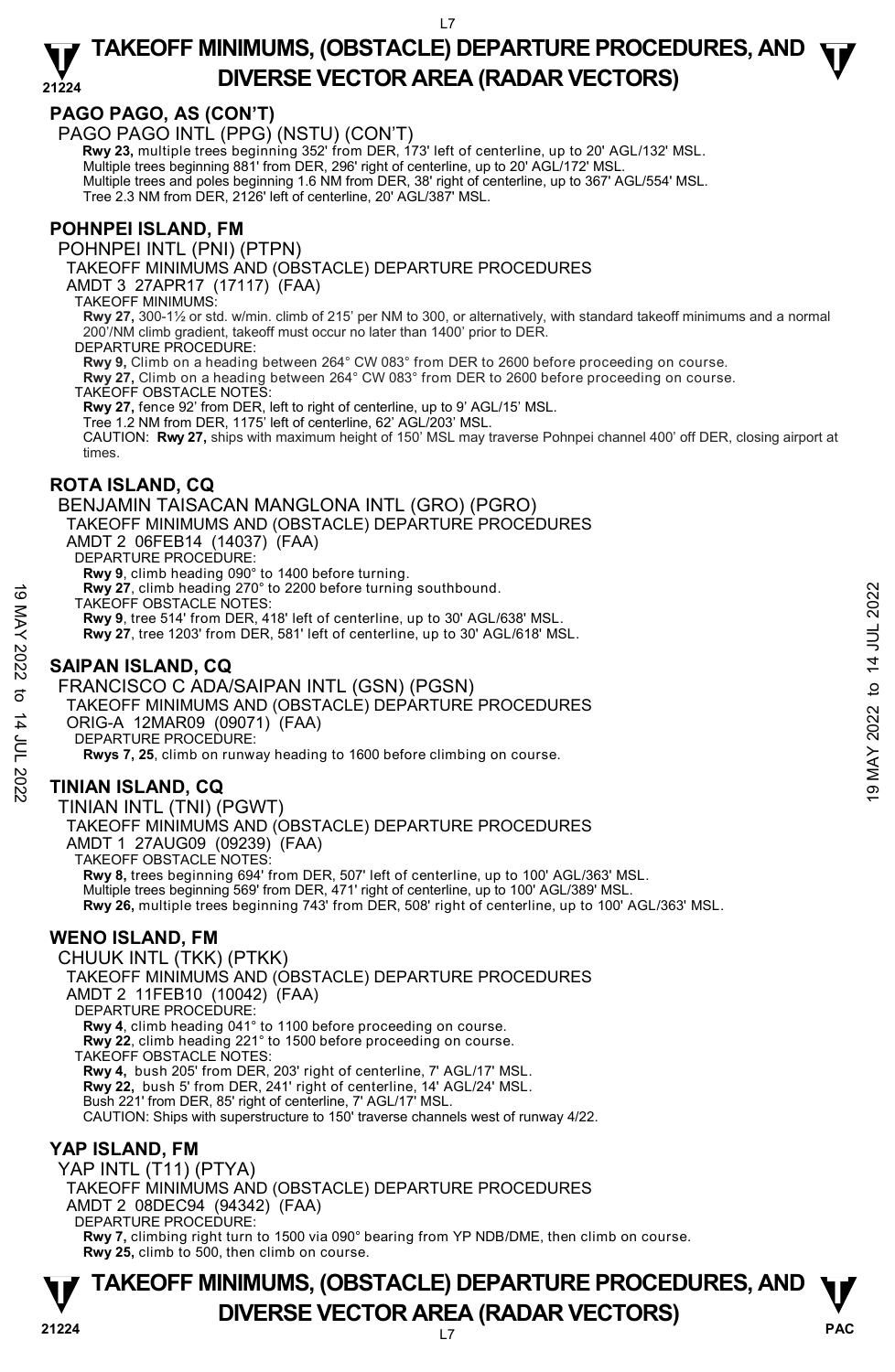## PAGO PAGO, AS (CON'T)

PAGO PAGO INTL (PPG) (NSTU) (CON'T)

**Rwy 23,** multiple trees beginning 352' from DER, 173' left of centerline, up to 20' AGL/132' MSL.
Multiple trees beginning 881' from DER, 296' right of centerline, up to 20' AGL/172' MSL.
Multiple trees and poles beginning 1.6 NM from DER, 38' right of centerline, up to 367' AGL/554' MSL.
Tree 2.3 NM from DER, 2126' left of centerline, 20' AGL/387' MSL.

## POHNPEI ISLAND, FM

POHNPEI INTL (PNI) (PTPN)

TAKEOFF MINIMUMS AND (OBSTACLE) DEPARTURE PROCEDURES

AMDT 3 27APR17 (17117) (FAA)

TAKEOFF MINIMUMS:

**Rwy 27,** 300-1½ or std. w/min. climb of 215' per NM to 300, or alternatively, with standard takeoff minimums and a normal 200'/NM climb gradient, takeoff must occur no later than 1400' prior to DER.

DEPARTURE PROCEDURE:

**Rwy 9,** Climb on a heading between 264° CW 083° from DER to 2600 before proceeding on course.
**Rwy 27,** Climb on a heading between 264° CW 083° from DER to 2600 before proceeding on course.

TAKEOFF OBSTACLE NOTES:

**Rwy 27,** fence 92' from DER, left to right of centerline, up to 9' AGL/15' MSL.
Tree 1.2 NM from DER, 1175' left of centerline, 62' AGL/203' MSL.
CAUTION: **Rwy 27,** ships with maximum height of 150' MSL may traverse Pohnpei channel 400' off DER, closing airport at times.

## ROTA ISLAND, CQ

BENJAMIN TAISACAN MANGLONA INTL (GRO) (PGRO)

TAKEOFF MINIMUMS AND (OBSTACLE) DEPARTURE PROCEDURES

AMDT 2 06FEB14 (14037) (FAA)

DEPARTURE PROCEDURE:

**Rwy 9**, climb heading 090° to 1400 before turning.
**Rwy 27**, climb heading 270° to 2200 before turning southbound.

TAKEOFF OBSTACLE NOTES:

**Rwy 9**, tree 514' from DER, 418' left of centerline, up to 30' AGL/638' MSL.
**Rwy 27**, tree 1203' from DER, 581' left of centerline, up to 30' AGL/618' MSL.

## SAIPAN ISLAND, CQ

FRANCISCO C ADA/SAIPAN INTL (GSN) (PGSN)

TAKEOFF MINIMUMS AND (OBSTACLE) DEPARTURE PROCEDURES

ORIG-A 12MAR09 (09071) (FAA)

DEPARTURE PROCEDURE:

**Rwys 7, 25**, climb on runway heading to 1600 before climbing on course.

## TINIAN ISLAND, CQ

TINIAN INTL (TNI) (PGWT)

TAKEOFF MINIMUMS AND (OBSTACLE) DEPARTURE PROCEDURES

AMDT 1 27AUG09 (09239) (FAA)

TAKEOFF OBSTACLE NOTES:

**Rwy 8,** trees beginning 694' from DER, 507' left of centerline, up to 100' AGL/363' MSL.
Multiple trees beginning 569' from DER, 471' right of centerline, up to 100' AGL/389' MSL.
**Rwy 26,** multiple trees beginning 743' from DER, 508' right of centerline, up to 100' AGL/363' MSL.

## WENO ISLAND, FM

CHUUK INTL (TKK) (PTKK)

TAKEOFF MINIMUMS AND (OBSTACLE) DEPARTURE PROCEDURES

AMDT 2 11FEB10 (10042) (FAA)

DEPARTURE PROCEDURE:

**Rwy 4**, climb heading 041° to 1100 before proceeding on course.
**Rwy 22**, climb heading 221° to 1500 before proceeding on course.

TAKEOFF OBSTACLE NOTES:

**Rwy 4,** bush 205' from DER, 203' right of centerline, 7' AGL/17' MSL.
**Rwy 22,** bush 5' from DER, 241' right of centerline, 14' AGL/24' MSL.
Bush 221' from DER, 85' right of centerline, 7' AGL/17' MSL.
CAUTION: Ships with superstructure to 150' traverse channels west of runway 4/22.

## YAP ISLAND, FM

YAP INTL (T11) (PTYA)

TAKEOFF MINIMUMS AND (OBSTACLE) DEPARTURE PROCEDURES

AMDT 2 08DEC94 (94342) (FAA)

DEPARTURE PROCEDURE:

**Rwy 7,** climbing right turn to 1500 via 090° bearing from YP NDB/DME, then climb on course.
**Rwy 25,** climb to 500, then climb on course.